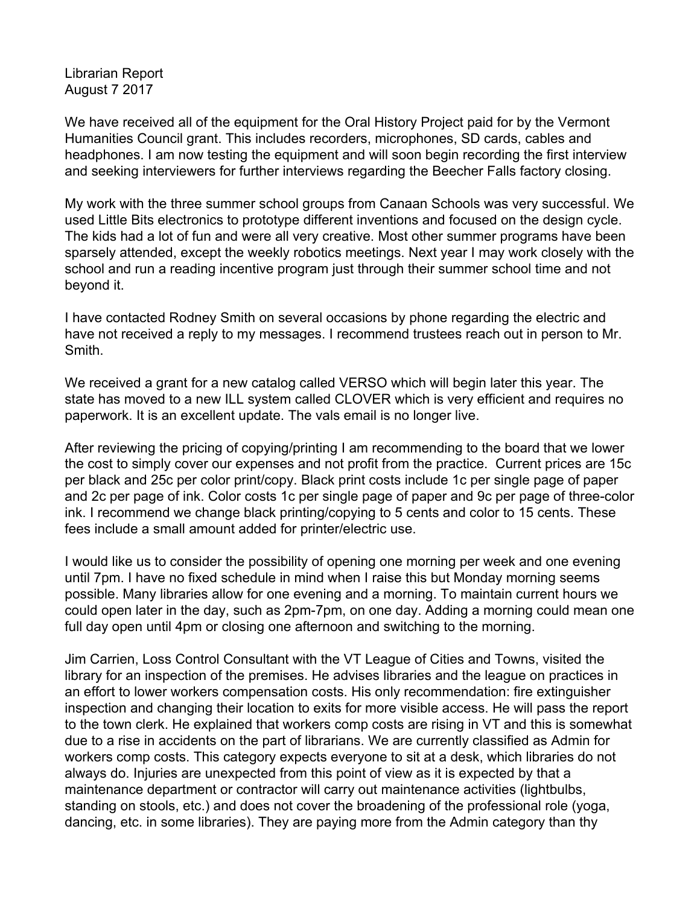Librarian Report
August 7 2017

We have received all of the equipment for the Oral History Project paid for by the Vermont Humanities Council grant. This includes recorders, microphones, SD cards, cables and headphones. I am now testing the equipment and will soon begin recording the first interview and seeking interviewers for further interviews regarding the Beecher Falls factory closing.

My work with the three summer school groups from Canaan Schools was very successful. We used Little Bits electronics to prototype different inventions and focused on the design cycle. The kids had a lot of fun and were all very creative. Most other summer programs have been sparsely attended, except the weekly robotics meetings. Next year I may work closely with the school and run a reading incentive program just through their summer school time and not beyond it.

I have contacted Rodney Smith on several occasions by phone regarding the electric and have not received a reply to my messages. I recommend trustees reach out in person to Mr. Smith.

We received a grant for a new catalog called VERSO which will begin later this year. The state has moved to a new ILL system called CLOVER which is very efficient and requires no paperwork. It is an excellent update. The vals email is no longer live.

After reviewing the pricing of copying/printing I am recommending to the board that we lower the cost to simply cover our expenses and not profit from the practice. Current prices are 15c per black and 25c per color print/copy. Black print costs include 1c per single page of paper and 2c per page of ink. Color costs 1c per single page of paper and 9c per page of three-color ink. I recommend we change black printing/copying to 5 cents and color to 15 cents. These fees include a small amount added for printer/electric use.

I would like us to consider the possibility of opening one morning per week and one evening until 7pm. I have no fixed schedule in mind when I raise this but Monday morning seems possible. Many libraries allow for one evening and a morning. To maintain current hours we could open later in the day, such as 2pm-7pm, on one day. Adding a morning could mean one full day open until 4pm or closing one afternoon and switching to the morning.

Jim Carrien, Loss Control Consultant with the VT League of Cities and Towns, visited the library for an inspection of the premises. He advises libraries and the league on practices in an effort to lower workers compensation costs. His only recommendation: fire extinguisher inspection and changing their location to exits for more visible access. He will pass the report to the town clerk. He explained that workers comp costs are rising in VT and this is somewhat due to a rise in accidents on the part of librarians. We are currently classified as Admin for workers comp costs. This category expects everyone to sit at a desk, which libraries do not always do. Injuries are unexpected from this point of view as it is expected by that a maintenance department or contractor will carry out maintenance activities (lightbulbs, standing on stools, etc.) and does not cover the broadening of the professional role (yoga, dancing, etc. in some libraries). They are paying more from the Admin category than thy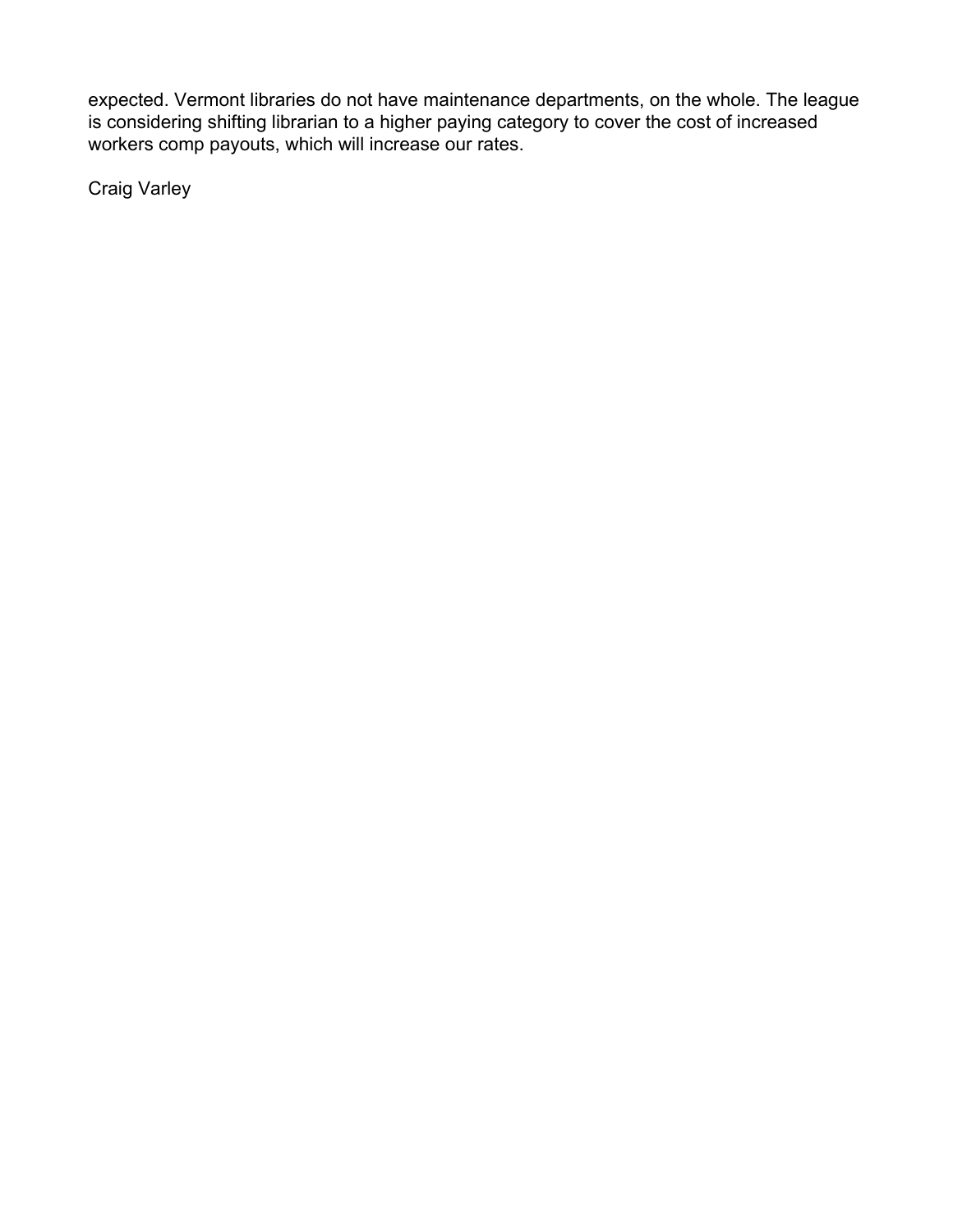expected. Vermont libraries do not have maintenance departments, on the whole. The league is considering shifting librarian to a higher paying category to cover the cost of increased workers comp payouts, which will increase our rates.

Craig Varley